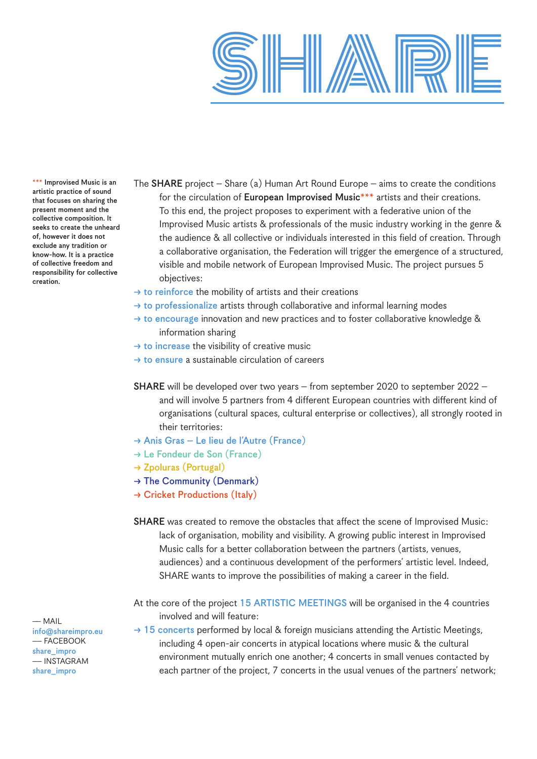# SHARE

*** Improvised Music is an artistic practice of sound that focuses on sharing the present moment and the collective composition. It seeks to create the unheard of, however it does not exclude any tradition or know-how. It is a practice of collective freedom and responsibility for collective creation.

The **SHARE** project – Share (a) Human Art Round Europe – aims to create the conditions for the circulation of **European Improvised Music***** artists and their creations. To this end, the project proposes to experiment with a federative union of the Improvised Music artists & professionals of the music industry working in the genre & the audience & all collective or individuals interested in this field of creation. Through a collaborative organisation, the Federation will trigger the emergence of a structured, visible and mobile network of European Improvised Music. The project pursues 5 objectives:

→ to reinforce the mobility of artists and their creations
→ to professionalize artists through collaborative and informal learning modes
→ to encourage innovation and new practices and to foster collaborative knowledge & information sharing
→ to increase the visibility of creative music
→ to ensure a sustainable circulation of careers

**SHARE** will be developed over two years – from september 2020 to september 2022 – and will involve 5 partners from 4 different European countries with different kind of organisations (cultural spaces, cultural enterprise or collectives), all strongly rooted in their territories:

→ Anis Gras – Le lieu de l'Autre (France)
→ Le Fondeur de Son (France)
→ Zpoluras (Portugal)
→ The Community (Denmark)
→ Cricket Productions (Italy)

**SHARE** was created to remove the obstacles that affect the scene of Improvised Music: lack of organisation, mobility and visibility. A growing public interest in Improvised Music calls for a better collaboration between the partners (artists, venues, audiences) and a continuous development of the performers' artistic level. Indeed, SHARE wants to improve the possibilities of making a career in the field.

At the core of the project 15 ARTISTIC MEETINGS will be organised in the 4 countries involved and will feature:

→ 15 concerts performed by local & foreign musicians attending the Artistic Meetings, including 4 open-air concerts in atypical locations where music & the cultural environment mutually enrich one another; 4 concerts in small venues contacted by each partner of the project, 7 concerts in the usual venues of the partners' network;

— MAIL
info@shareimpro.eu
— FACEBOOK
share_impro
— INSTAGRAM
share_impro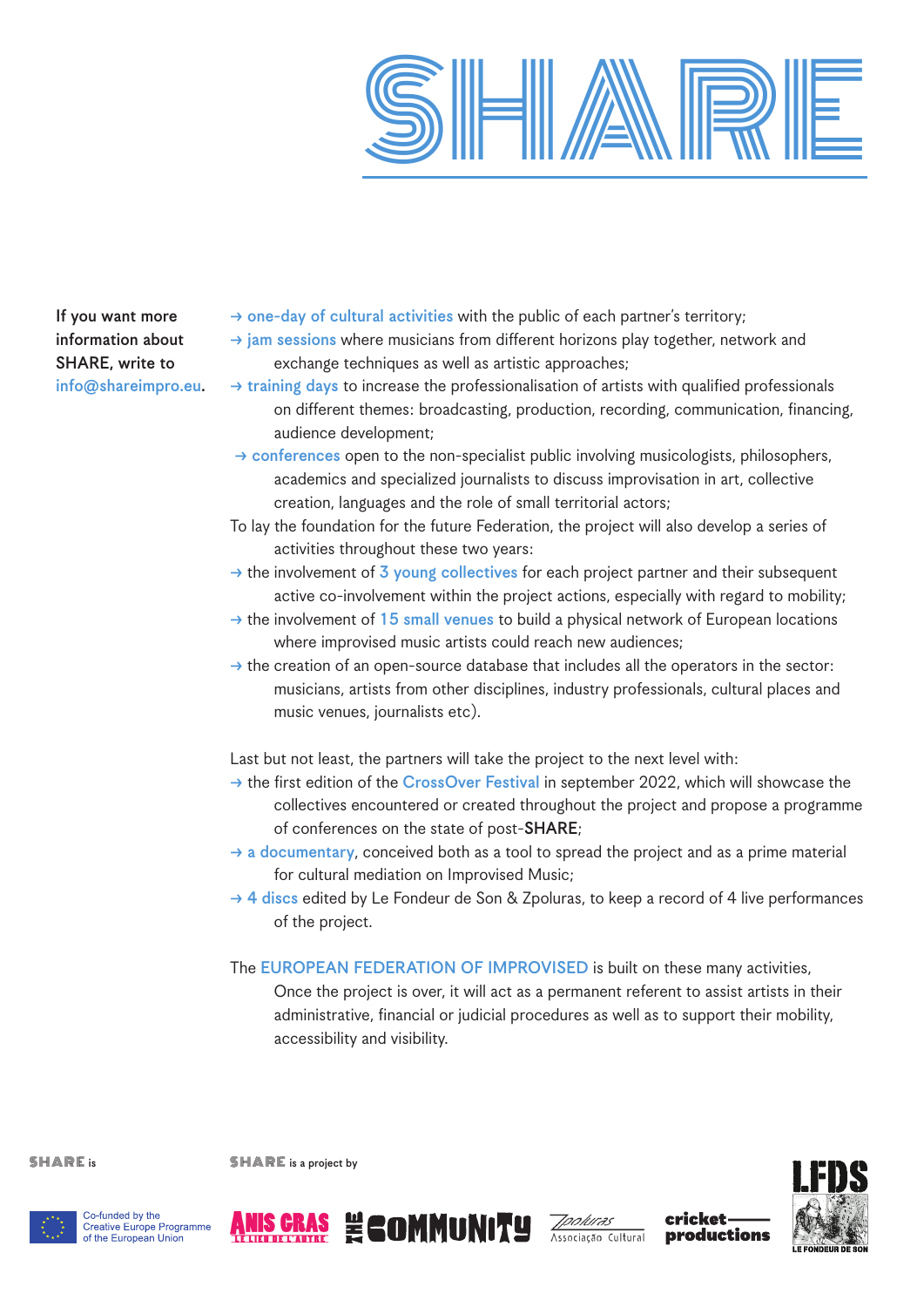# SHARE

If you want more information about SHARE, write to info@shareimpro.eu.

- → one-day of cultural activities with the public of each partner's territory;
- → jam sessions where musicians from different horizons play together, network and exchange techniques as well as artistic approaches;
- → training days to increase the professionalisation of artists with qualified professionals on different themes: broadcasting, production, recording, communication, financing, audience development;
- → conferences open to the non-specialist public involving musicologists, philosophers, academics and specialized journalists to discuss improvisation in art, collective creation, languages and the role of small territorial actors;

To lay the foundation for the future Federation, the project will also develop a series of activities throughout these two years:

- → the involvement of 3 young collectives for each project partner and their subsequent active co-involvement within the project actions, especially with regard to mobility;
- → the involvement of 15 small venues to build a physical network of European locations where improvised music artists could reach new audiences;
- → the creation of an open-source database that includes all the operators in the sector: musicians, artists from other disciplines, industry professionals, cultural places and music venues, journalists etc).

Last but not least, the partners will take the project to the next level with:

- → the first edition of the CrossOver Festival in september 2022, which will showcase the collectives encountered or created throughout the project and propose a programme of conferences on the state of post-**SHARE**;
- → a documentary, conceived both as a tool to spread the project and as a prime material for cultural mediation on Improvised Music;
- → 4 discs edited by Le Fondeur de Son & Zpoluras, to keep a record of 4 live performances of the project.

The EUROPEAN FEDERATION OF IMPROVISED is built on these many activities, Once the project is over, it will act as a permanent referent to assist artists in their administrative, financial or judicial procedures as well as to support their mobility, accessibility and visibility.

**SHARE** is

Co-funded by the Creative Europe Programme of the European Union

**SHARE** is a project by

ANIS GRAS – LE LIEU DE L'AUTRE
THE COMMUNITY
Zpoluras Associação Cultural
cricket productions
LFDS – LE FONDEUR DE SON